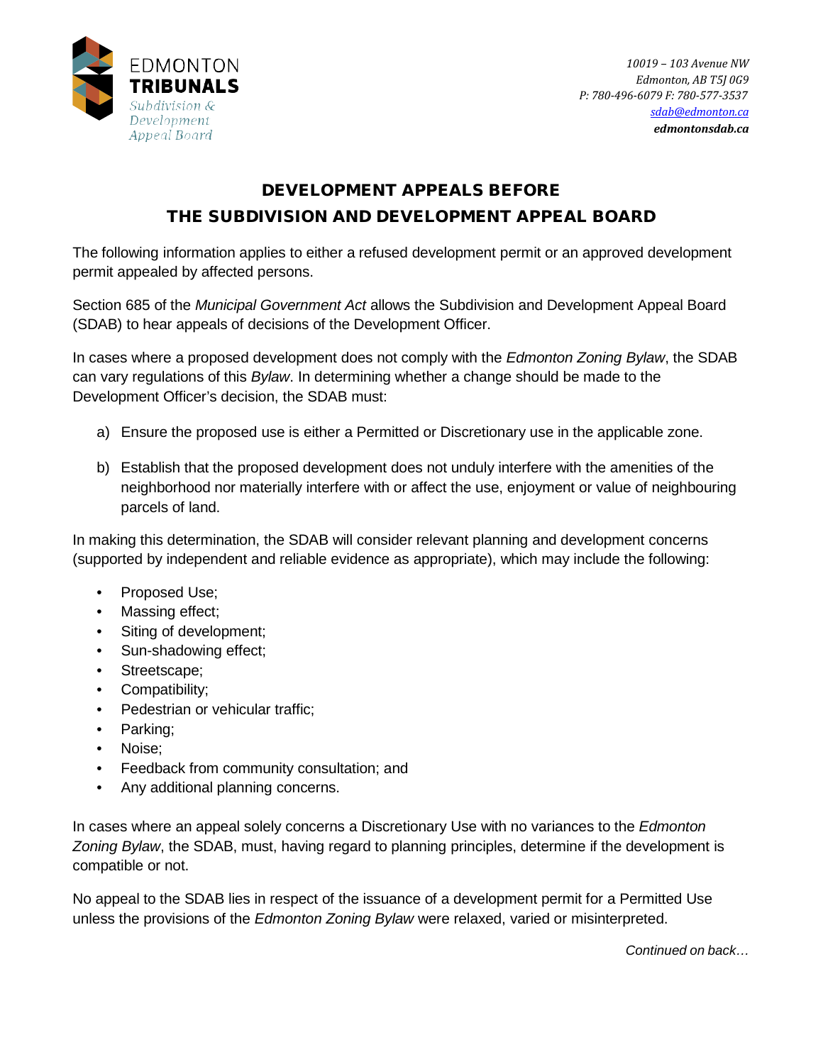EDMONTON **TRIBUNALS**
*Subdivision & Development Appeal Board*

*10019 – 103 Avenue NW*
*Edmonton, AB T5J 0G9*
*P: 780-496-6079 F: 780-577-3537*
*sdab@edmonton.ca*
***edmontonsdab.ca***

# DEVELOPMENT APPEALS BEFORE THE SUBDIVISION AND DEVELOPMENT APPEAL BOARD

The following information applies to either a refused development permit or an approved development permit appealed by affected persons.

Section 685 of the *Municipal Government Act* allows the Subdivision and Development Appeal Board (SDAB) to hear appeals of decisions of the Development Officer.

In cases where a proposed development does not comply with the *Edmonton Zoning Bylaw*, the SDAB can vary regulations of this *Bylaw*. In determining whether a change should be made to the Development Officer's decision, the SDAB must:

a) Ensure the proposed use is either a Permitted or Discretionary use in the applicable zone.

b) Establish that the proposed development does not unduly interfere with the amenities of the neighborhood nor materially interfere with or affect the use, enjoyment or value of neighbouring parcels of land.

In making this determination, the SDAB will consider relevant planning and development concerns (supported by independent and reliable evidence as appropriate), which may include the following:

- Proposed Use;
- Massing effect;
- Siting of development;
- Sun-shadowing effect;
- Streetscape;
- Compatibility;
- Pedestrian or vehicular traffic;
- Parking;
- Noise;
- Feedback from community consultation; and
- Any additional planning concerns.

In cases where an appeal solely concerns a Discretionary Use with no variances to the *Edmonton Zoning Bylaw*, the SDAB, must, having regard to planning principles, determine if the development is compatible or not.

No appeal to the SDAB lies in respect of the issuance of a development permit for a Permitted Use unless the provisions of the *Edmonton Zoning Bylaw* were relaxed, varied or misinterpreted.

*Continued on back…*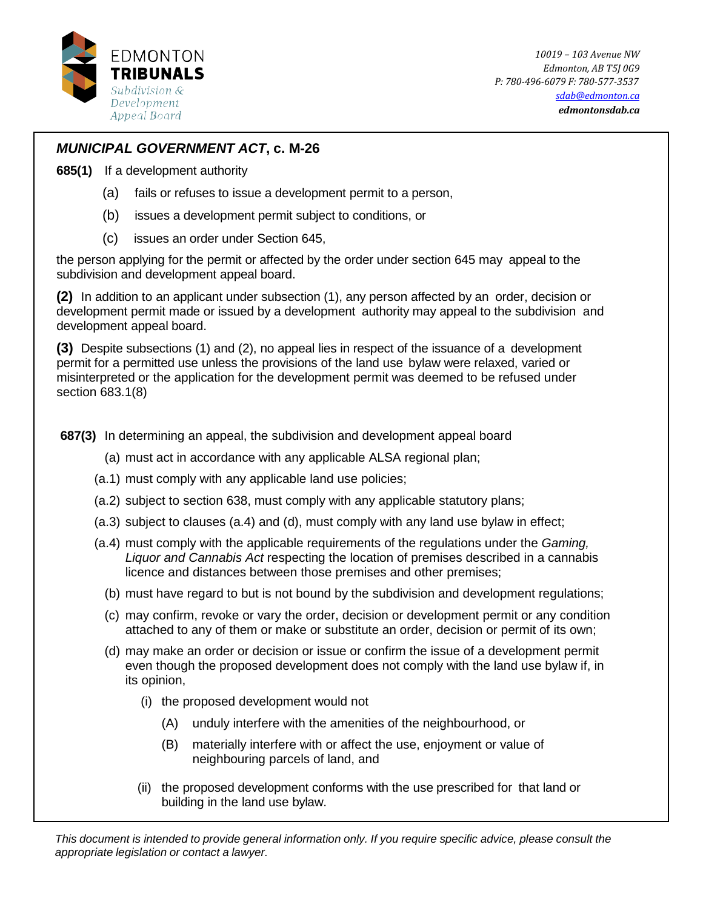EDMONTON **TRIBUNALS**
*Subdivision & Development Appeal Board*

*10019 – 103 Avenue NW*
*Edmonton, AB T5J 0G9*
*P: 780-496-6079 F: 780-577-3537*
*sdab@edmonton.ca*
***edmontonsdab.ca***

## *MUNICIPAL GOVERNMENT ACT*, c. M-26

**685(1)** If a development authority

- (a) fails or refuses to issue a development permit to a person,
- (b) issues a development permit subject to conditions, or
- (c) issues an order under Section 645,

the person applying for the permit or affected by the order under section 645 may appeal to the subdivision and development appeal board.

**(2)** In addition to an applicant under subsection (1), any person affected by an order, decision or development permit made or issued by a development authority may appeal to the subdivision and development appeal board.

**(3)** Despite subsections (1) and (2), no appeal lies in respect of the issuance of a development permit for a permitted use unless the provisions of the land use bylaw were relaxed, varied or misinterpreted or the application for the development permit was deemed to be refused under section 683.1(8)

**687(3)** In determining an appeal, the subdivision and development appeal board

- (a) must act in accordance with any applicable ALSA regional plan;
- (a.1) must comply with any applicable land use policies;
- (a.2) subject to section 638, must comply with any applicable statutory plans;
- (a.3) subject to clauses (a.4) and (d), must comply with any land use bylaw in effect;
- (a.4) must comply with the applicable requirements of the regulations under the *Gaming, Liquor and Cannabis Act* respecting the location of premises described in a cannabis licence and distances between those premises and other premises;
- (b) must have regard to but is not bound by the subdivision and development regulations;
- (c) may confirm, revoke or vary the order, decision or development permit or any condition attached to any of them or make or substitute an order, decision or permit of its own;
- (d) may make an order or decision or issue or confirm the issue of a development permit even though the proposed development does not comply with the land use bylaw if, in its opinion,
  - (i) the proposed development would not
    - (A) unduly interfere with the amenities of the neighbourhood, or
    - (B) materially interfere with or affect the use, enjoyment or value of neighbouring parcels of land, and
  - (ii) the proposed development conforms with the use prescribed for that land or building in the land use bylaw.

*This document is intended to provide general information only. If you require specific advice, please consult the appropriate legislation or contact a lawyer.*